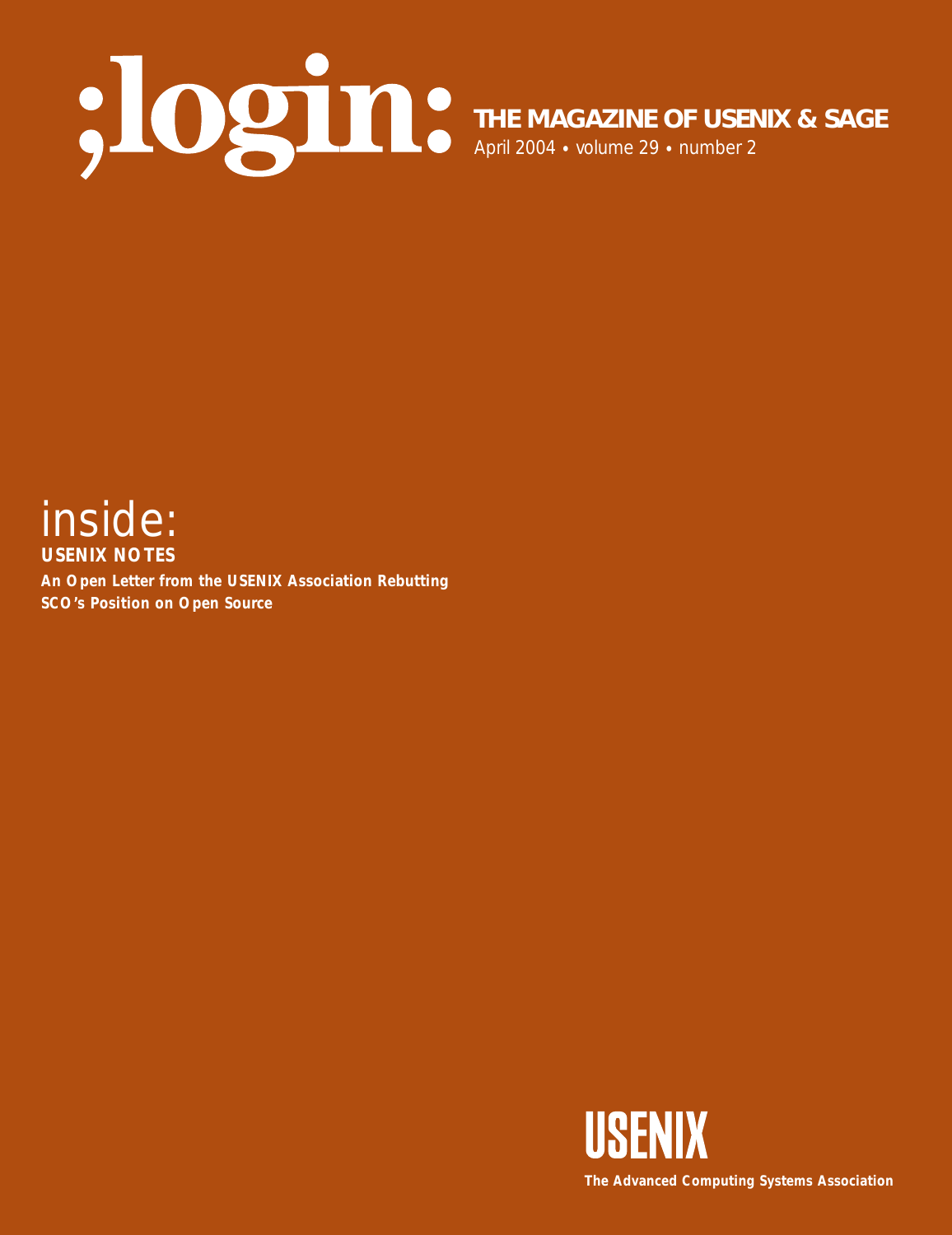# ;login:

**THE MAGAZINE OF USENIX & SAGE**

April 2004 • volume 29 • number 2

## inside:

**USENIX NOTES**

**An Open Letter from the USENIX Association Rebutting SCO's Position on Open Source**

**USENIX**

**The Advanced Computing Systems Association**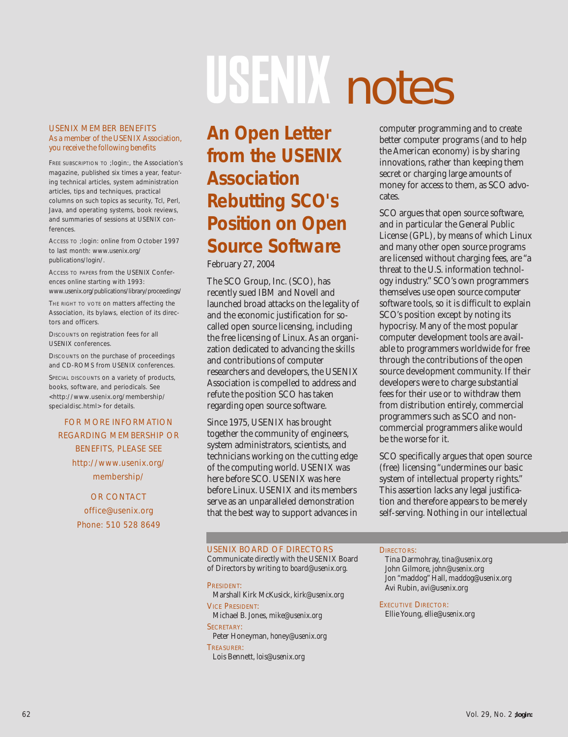# USENIX notes

USENIX MEMBER BENEFITS
*As a member of the USENIX Association, you receive the following benefits*

FREE SUBSCRIPTION TO ;login:, the Association's magazine, published six times a year, featuring technical articles, system administration articles, tips and techniques, practical columns on such topics as security, Tcl, Perl, Java, and operating systems, book reviews, and summaries of sessions at USENIX conferences.

ACCESS TO ;login: online from October 1997 to last month: www.usenix.org/publications/login/.

ACCESS TO PAPERS from the USENIX Conferences online starting with 1993: www.usenix.org/publications/library/proceedings/

THE RIGHT TO VOTE on matters affecting the Association, its bylaws, election of its directors and officers.

DISCOUNTS on registration fees for all USENIX conferences.

DISCOUNTS on the purchase of proceedings and CD-ROMS from USENIX conferences.

SPECIAL DISCOUNTS on a variety of products, books, software, and periodicals. See <http://www.usenix.org/membership/specialdisc.html> for details.

FOR MORE INFORMATION REGARDING MEMBERSHIP OR BENEFITS, PLEASE SEE http://www.usenix.org/membership/

OR CONTACT office@usenix.org Phone: 510 528 8649

## An Open Letter from the USENIX Association Rebutting SCO's Position on Open Source Software

February 27, 2004

The SCO Group, Inc. (SCO), has recently sued IBM and Novell and launched broad attacks on the legality of and the economic justification for so-called open source licensing, including the free licensing of Linux. As an organization dedicated to advancing the skills and contributions of computer researchers and developers, the USENIX Association is compelled to address and refute the position SCO has taken regarding open source software.

Since 1975, USENIX has brought together the community of engineers, system administrators, scientists, and technicians working on the cutting edge of the computing world. USENIX was here before SCO. USENIX was here before Linux. USENIX and its members serve as an unparalleled demonstration that the best way to support advances in computer programming and to create better computer programs (and to help the American economy) is by sharing innovations, rather than keeping them secret or charging large amounts of money for access to them, as SCO advocates.

SCO argues that open source software, and in particular the General Public License (GPL), by means of which Linux and many other open source programs are licensed without charging fees, are "a threat to the U.S. information technology industry." SCO's own programmers themselves use open source computer software tools, so it is difficult to explain SCO's position except by noting its hypocrisy. Many of the most popular computer development tools are available to programmers worldwide for free through the contributions of the open source development community. If their developers were to charge substantial fees for their use or to withdraw them from distribution entirely, commercial programmers such as SCO and non-commercial programmers alike would be the worse for it.

SCO specifically argues that open source (free) licensing "undermines our basic system of intellectual property rights." This assertion lacks any legal justification and therefore appears to be merely self-serving. Nothing in our intellectual

USENIX BOARD OF DIRECTORS
Communicate directly with the USENIX Board of Directors by writing to board@usenix.org.

PRESIDENT:
Marshall Kirk McKusick, kirk@usenix.org

VICE PRESIDENT:
Michael B. Jones, mike@usenix.org

SECRETARY:
Peter Honeyman, honey@usenix.org

TREASURER:
Lois Bennett, lois@usenix.org

DIRECTORS:
Tina Darmohray, tina@usenix.org
John Gilmore, john@usenix.org
Jon "maddog" Hall, maddog@usenix.org
Avi Rubin, avi@usenix.org

EXECUTIVE DIRECTOR:
Ellie Young, ellie@usenix.org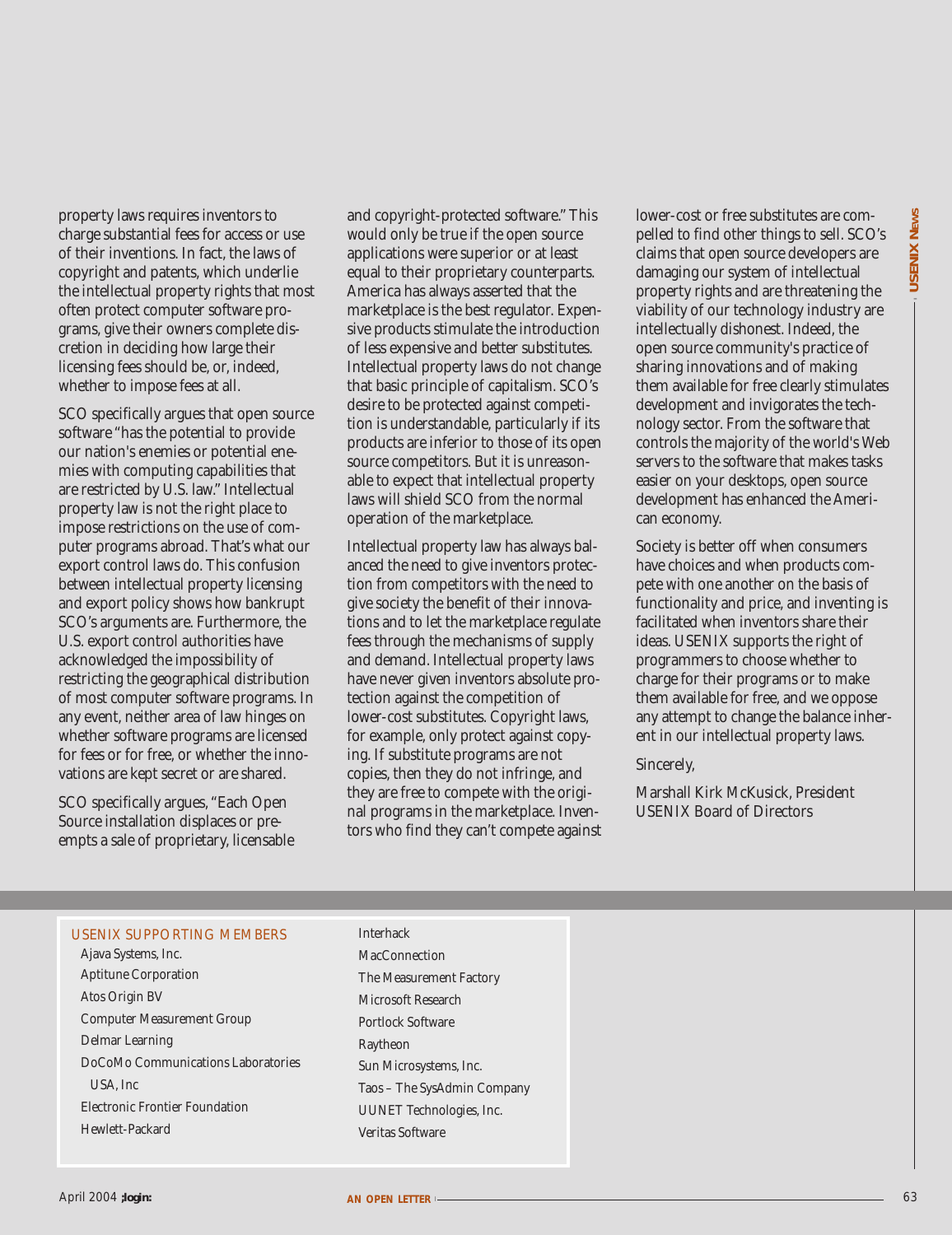property laws requires inventors to charge substantial fees for access or use of their inventions. In fact, the laws of copyright and patents, which underlie the intellectual property rights that most often protect computer software programs, give their owners complete discretion in deciding how large their licensing fees should be, or, indeed, whether to impose fees at all.

SCO specifically argues that open source software "has the potential to provide our nation's enemies or potential enemies with computing capabilities that are restricted by U.S. law." Intellectual property law is not the right place to impose restrictions on the use of computer programs abroad. That's what our export control laws do. This confusion between intellectual property licensing and export policy shows how bankrupt SCO's arguments are. Furthermore, the U.S. export control authorities have acknowledged the impossibility of restricting the geographical distribution of most computer software programs. In any event, neither area of law hinges on whether software programs are licensed for fees or for free, or whether the innovations are kept secret or are shared.

SCO specifically argues, "Each Open Source installation displaces or preempts a sale of proprietary, licensable and copyright-protected software." This would only be true if the open source applications were superior or at least equal to their proprietary counterparts. America has always asserted that the marketplace is the best regulator. Expensive products stimulate the introduction of less expensive and better substitutes. Intellectual property laws do not change that basic principle of capitalism. SCO's desire to be protected against competition is understandable, particularly if its products are inferior to those of its open source competitors. But it is unreasonable to expect that intellectual property laws will shield SCO from the normal operation of the marketplace.

Intellectual property law has always balanced the need to give inventors protection from competitors with the need to give society the benefit of their innovations and to let the marketplace regulate fees through the mechanisms of supply and demand. Intellectual property laws have never given inventors absolute protection against the competition of lower-cost substitutes. Copyright laws, for example, only protect against copying. If substitute programs are not copies, then they do not infringe, and they are free to compete with the original programs in the marketplace. Inventors who find they can't compete against lower-cost or free substitutes are compelled to find other things to sell. SCO's claims that open source developers are damaging our system of intellectual property rights and are threatening the viability of our technology industry are intellectually dishonest. Indeed, the open source community's practice of sharing innovations and of making them available for free clearly stimulates development and invigorates the technology sector. From the software that controls the majority of the world's Web servers to the software that makes tasks easier on your desktops, open source development has enhanced the American economy.

Society is better off when consumers have choices and when products compete with one another on the basis of functionality and price, and inventing is facilitated when inventors share their ideas. USENIX supports the right of programmers to choose whether to charge for their programs or to make them available for free, and we oppose any attempt to change the balance inherent in our intellectual property laws.

Sincerely,

Marshall Kirk McKusick, President
USENIX Board of Directors

## USENIX SUPPORTING MEMBERS

- Ajava Systems, Inc.
- Aptitune Corporation
- Atos Origin BV
- Computer Measurement Group
- Delmar Learning
- DoCoMo Communications Laboratories USA, Inc
- Electronic Frontier Foundation
- Hewlett-Packard
- Interhack
- MacConnection
- The Measurement Factory
- Microsoft Research
- Portlock Software
- Raytheon
- Sun Microsystems, Inc.
- Taos – The SysAdmin Company
- UUNET Technologies, Inc.
- Veritas Software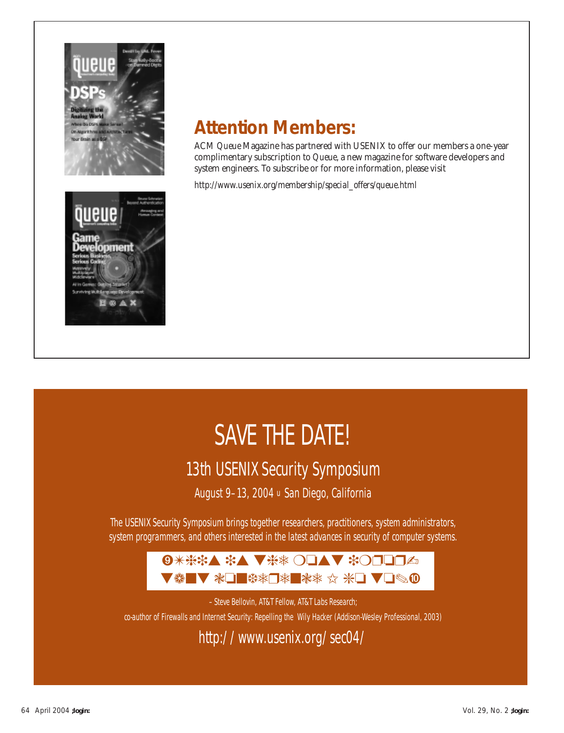## Attention Members:

ACM *Queue* Magazine has partnered with USENIX to offer our members a one-year complimentary subscription to *Queue*, a new magazine for software developers and system engineers. To subscribe or for more information, please visit

http://www.usenix.org/membership/special_offers/queue.html

# SAVE THE DATE!

## 13th USENIX Security Symposium

August 9–13, 2004 u San Diego, California

The USENIX Security Symposium brings together researchers, practitioners, system administrators, system programmers, and others interested in the latest advances in security of computer systems.

❾✶❇❇▲ ❇▲ ▼❇❈ ❍❏▲▼ ❇❍❐❏❐✍ ▼❀■▼ ❈❏■❉❈❐❈■❈❈ ☆ ❈❏ ▼❏✎❿

– Steve Bellovin, AT&T Fellow, AT&T Labs Research;

co-author of Firewalls and Internet Security: Repelling the Wily Hacker (Addison-Wesley Professional, 2003)

http://www.usenix.org/sec04/